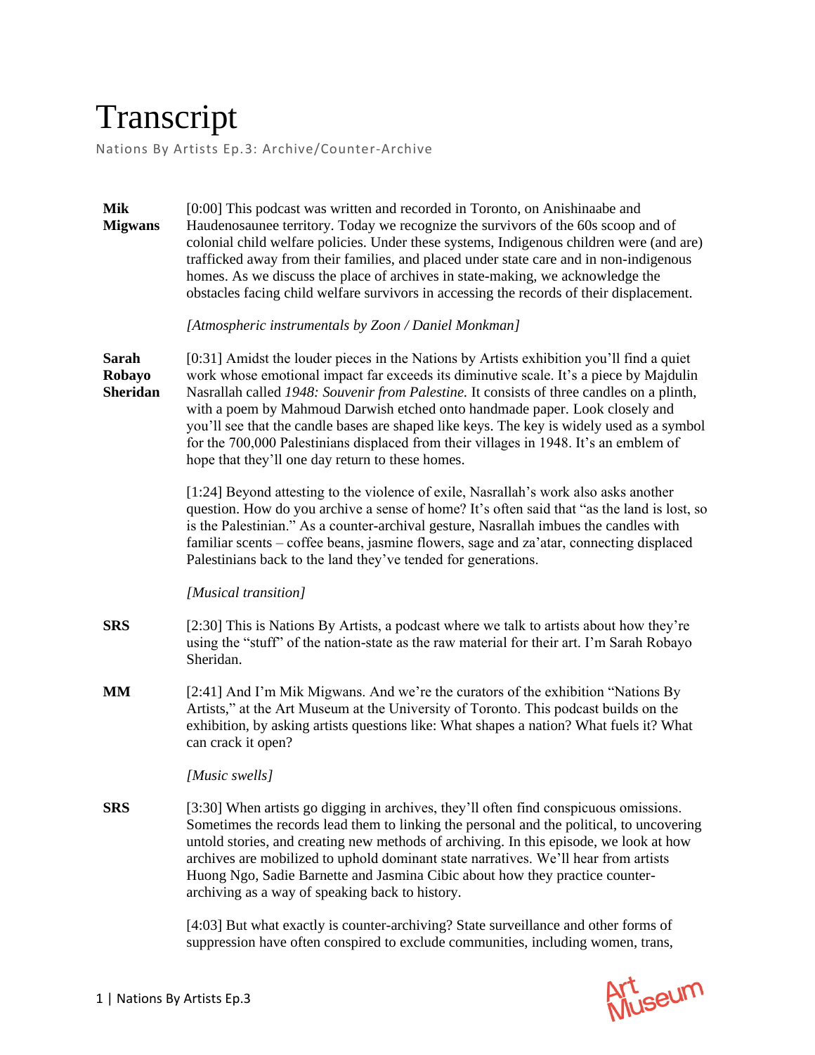# Transcript

Nations By Artists Ep.3: Archive/Counter-Archive

**Mik Migwans** [0:00] This podcast was written and recorded in Toronto, on Anishinaabe and Haudenosaunee territory. Today we recognize the survivors of the 60s scoop and of colonial child welfare policies. Under these systems, Indigenous children were (and are) trafficked away from their families, and placed under state care and in non-indigenous homes. As we discuss the place of archives in state-making, we acknowledge the obstacles facing child welfare survivors in accessing the records of their displacement.

*[Atmospheric instrumentals by Zoon / Daniel Monkman]*

**Sarah Robayo Sheridan** [0:31] Amidst the louder pieces in the Nations by Artists exhibition you'll find a quiet work whose emotional impact far exceeds its diminutive scale. It's a piece by Majdulin Nasrallah called *1948: Souvenir from Palestine.* It consists of three candles on a plinth, with a poem by Mahmoud Darwish etched onto handmade paper. Look closely and you'll see that the candle bases are shaped like keys. The key is widely used as a symbol for the 700,000 Palestinians displaced from their villages in 1948. It's an emblem of hope that they'll one day return to these homes.

[1:24] Beyond attesting to the violence of exile, Nasrallah's work also asks another question. How do you archive a sense of home? It's often said that "as the land is lost, so is the Palestinian." As a counter-archival gesture, Nasrallah imbues the candles with familiar scents – coffee beans, jasmine flowers, sage and za'atar, connecting displaced Palestinians back to the land they've tended for generations.

*[Musical transition]*

**SRS** [2:30] This is Nations By Artists, a podcast where we talk to artists about how they're using the "stuff" of the nation-state as the raw material for their art. I'm Sarah Robayo Sheridan.

**MM** [2:41] And I'm Mik Migwans. And we're the curators of the exhibition "Nations By Artists," at the Art Museum at the University of Toronto. This podcast builds on the exhibition, by asking artists questions like: What shapes a nation? What fuels it? What can crack it open?

*[Music swells]*

**SRS** [3:30] When artists go digging in archives, they'll often find conspicuous omissions. Sometimes the records lead them to linking the personal and the political, to uncovering untold stories, and creating new methods of archiving. In this episode, we look at how archives are mobilized to uphold dominant state narratives. We'll hear from artists Huong Ngo, Sadie Barnette and Jasmina Cibic about how they practice counter-archiving as a way of speaking back to history.

[4:03] But what exactly is counter-archiving? State surveillance and other forms of suppression have often conspired to exclude communities, including women, trans,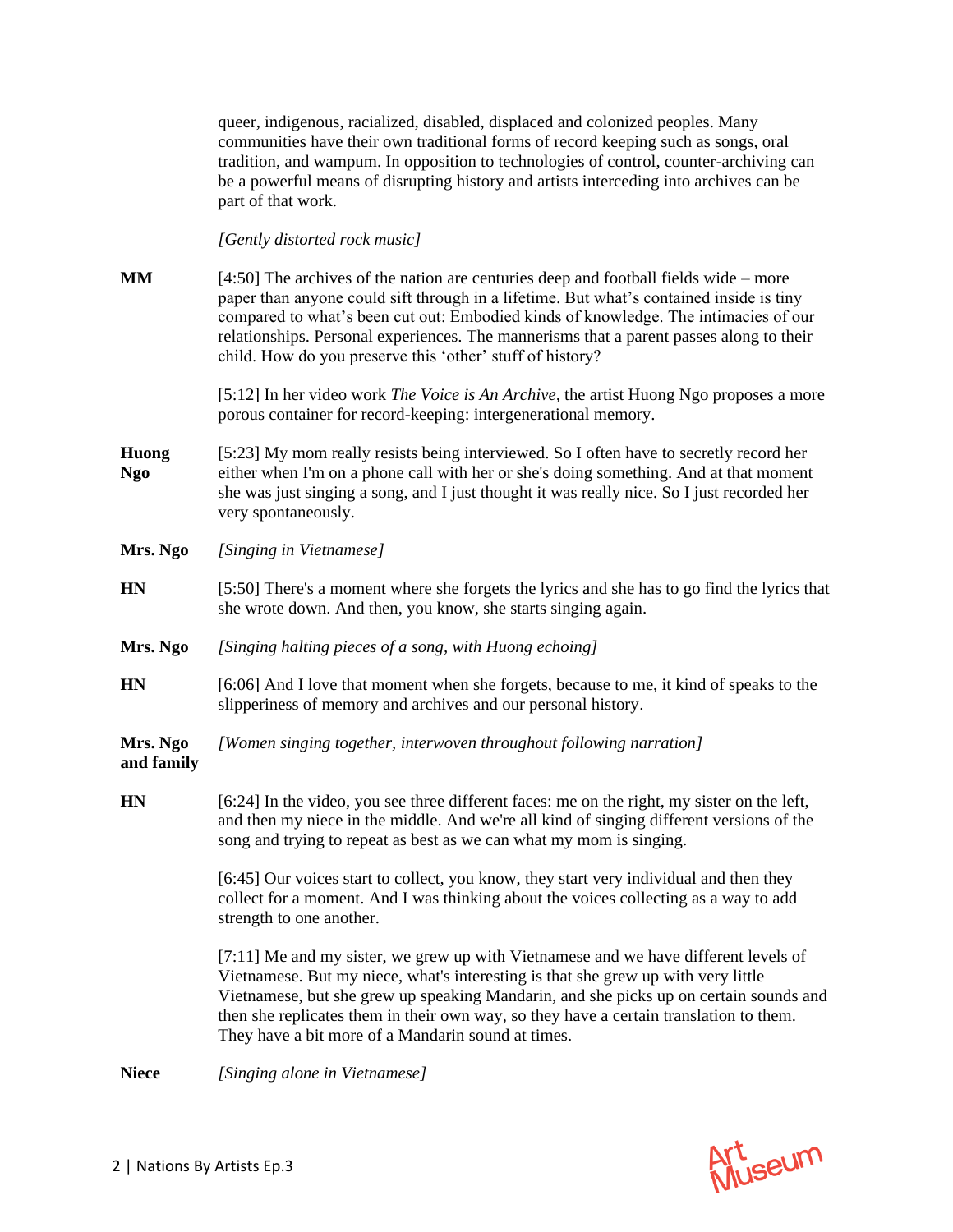queer, indigenous, racialized, disabled, displaced and colonized peoples. Many communities have their own traditional forms of record keeping such as songs, oral tradition, and wampum. In opposition to technologies of control, counter-archiving can be a powerful means of disrupting history and artists interceding into archives can be part of that work.

*[Gently distorted rock music]*

**MM** [4:50] The archives of the nation are centuries deep and football fields wide – more paper than anyone could sift through in a lifetime. But what's contained inside is tiny compared to what's been cut out: Embodied kinds of knowledge. The intimacies of our relationships. Personal experiences. The mannerisms that a parent passes along to their child. How do you preserve this 'other' stuff of history?

[5:12] In her video work *The Voice is An Archive*, the artist Huong Ngo proposes a more porous container for record-keeping: intergenerational memory.

**Huong Ngo** [5:23] My mom really resists being interviewed. So I often have to secretly record her either when I'm on a phone call with her or she's doing something. And at that moment she was just singing a song, and I just thought it was really nice. So I just recorded her very spontaneously.

**Mrs. Ngo** *[Singing in Vietnamese]*

**HN** [5:50] There's a moment where she forgets the lyrics and she has to go find the lyrics that she wrote down. And then, you know, she starts singing again.

**Mrs. Ngo** *[Singing halting pieces of a song, with Huong echoing]*

**HN** [6:06] And I love that moment when she forgets, because to me, it kind of speaks to the slipperiness of memory and archives and our personal history.

**Mrs. Ngo and family** *[Women singing together, interwoven throughout following narration]*

**HN** [6:24] In the video, you see three different faces: me on the right, my sister on the left, and then my niece in the middle. And we're all kind of singing different versions of the song and trying to repeat as best as we can what my mom is singing.

[6:45] Our voices start to collect, you know, they start very individual and then they collect for a moment. And I was thinking about the voices collecting as a way to add strength to one another.

[7:11] Me and my sister, we grew up with Vietnamese and we have different levels of Vietnamese. But my niece, what's interesting is that she grew up with very little Vietnamese, but she grew up speaking Mandarin, and she picks up on certain sounds and then she replicates them in their own way, so they have a certain translation to them. They have a bit more of a Mandarin sound at times.

**Niece** *[Singing alone in Vietnamese]*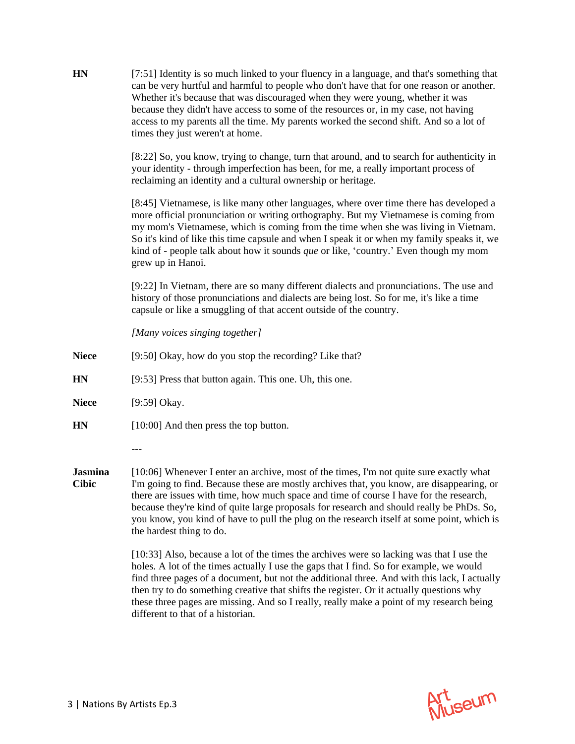**HN** [7:51] Identity is so much linked to your fluency in a language, and that's something that can be very hurtful and harmful to people who don't have that for one reason or another. Whether it's because that was discouraged when they were young, whether it was because they didn't have access to some of the resources or, in my case, not having access to my parents all the time. My parents worked the second shift. And so a lot of times they just weren't at home.

[8:22] So, you know, trying to change, turn that around, and to search for authenticity in your identity - through imperfection has been, for me, a really important process of reclaiming an identity and a cultural ownership or heritage.

[8:45] Vietnamese, is like many other languages, where over time there has developed a more official pronunciation or writing orthography. But my Vietnamese is coming from my mom's Vietnamese, which is coming from the time when she was living in Vietnam. So it's kind of like this time capsule and when I speak it or when my family speaks it, we kind of - people talk about how it sounds *que* or like, 'country.' Even though my mom grew up in Hanoi.

[9:22] In Vietnam, there are so many different dialects and pronunciations. The use and history of those pronunciations and dialects are being lost. So for me, it's like a time capsule or like a smuggling of that accent outside of the country.

*[Many voices singing together]*

**Niece** [9:50] Okay, how do you stop the recording? Like that?

**HN** [9:53] Press that button again. This one. Uh, this one.

**Niece** [9:59] Okay.

**HN** [10:00] And then press the top button.

---

**Jasmina Cibic** [10:06] Whenever I enter an archive, most of the times, I'm not quite sure exactly what I'm going to find. Because these are mostly archives that, you know, are disappearing, or there are issues with time, how much space and time of course I have for the research, because they're kind of quite large proposals for research and should really be PhDs. So, you know, you kind of have to pull the plug on the research itself at some point, which is the hardest thing to do.

[10:33] Also, because a lot of the times the archives were so lacking was that I use the holes. A lot of the times actually I use the gaps that I find. So for example, we would find three pages of a document, but not the additional three. And with this lack, I actually then try to do something creative that shifts the register. Or it actually questions why these three pages are missing. And so I really, really make a point of my research being different to that of a historian.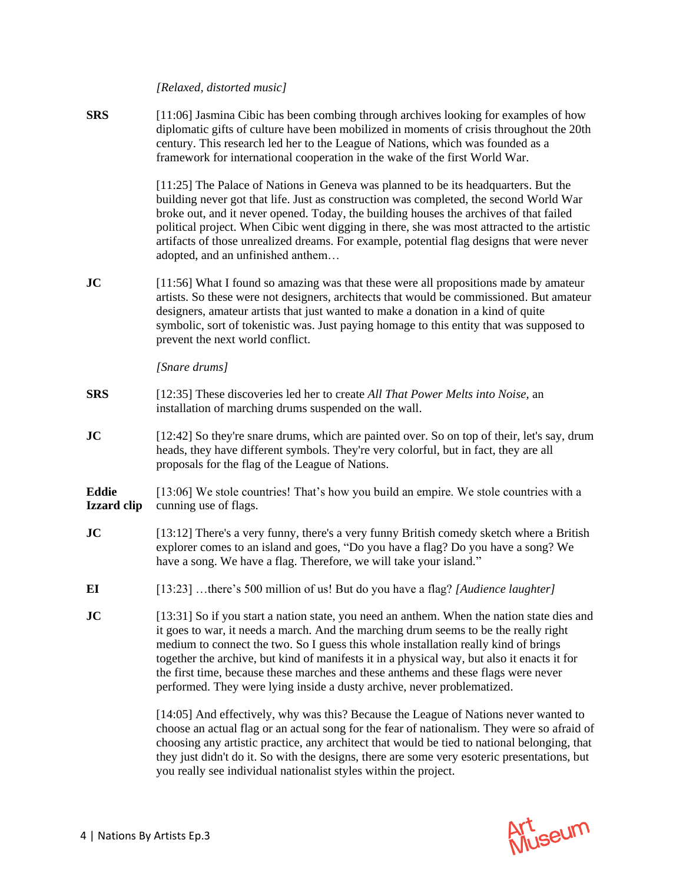*[Relaxed, distorted music]*

**SRS** [11:06] Jasmina Cibic has been combing through archives looking for examples of how diplomatic gifts of culture have been mobilized in moments of crisis throughout the 20th century. This research led her to the League of Nations, which was founded as a framework for international cooperation in the wake of the first World War.

[11:25] The Palace of Nations in Geneva was planned to be its headquarters. But the building never got that life. Just as construction was completed, the second World War broke out, and it never opened. Today, the building houses the archives of that failed political project. When Cibic went digging in there, she was most attracted to the artistic artifacts of those unrealized dreams. For example, potential flag designs that were never adopted, and an unfinished anthem…

**JC** [11:56] What I found so amazing was that these were all propositions made by amateur artists. So these were not designers, architects that would be commissioned. But amateur designers, amateur artists that just wanted to make a donation in a kind of quite symbolic, sort of tokenistic was. Just paying homage to this entity that was supposed to prevent the next world conflict.

*[Snare drums]*

**SRS** [12:35] These discoveries led her to create *All That Power Melts into Noise,* an installation of marching drums suspended on the wall.

**JC** [12:42] So they're snare drums, which are painted over. So on top of their, let's say, drum heads, they have different symbols. They're very colorful, but in fact, they are all proposals for the flag of the League of Nations.

**Eddie Izzard clip** [13:06] We stole countries! That's how you build an empire. We stole countries with a cunning use of flags.

**JC** [13:12] There's a very funny, there's a very funny British comedy sketch where a British explorer comes to an island and goes, "Do you have a flag? Do you have a song? We have a song. We have a flag. Therefore, we will take your island."

**EI** [13:23] …there's 500 million of us! But do you have a flag? *[Audience laughter]*

**JC** [13:31] So if you start a nation state, you need an anthem. When the nation state dies and it goes to war, it needs a march. And the marching drum seems to be the really right medium to connect the two. So I guess this whole installation really kind of brings together the archive, but kind of manifests it in a physical way, but also it enacts it for the first time, because these marches and these anthems and these flags were never performed. They were lying inside a dusty archive, never problematized.

[14:05] And effectively, why was this? Because the League of Nations never wanted to choose an actual flag or an actual song for the fear of nationalism. They were so afraid of choosing any artistic practice, any architect that would be tied to national belonging, that they just didn't do it. So with the designs, there are some very esoteric presentations, but you really see individual nationalist styles within the project.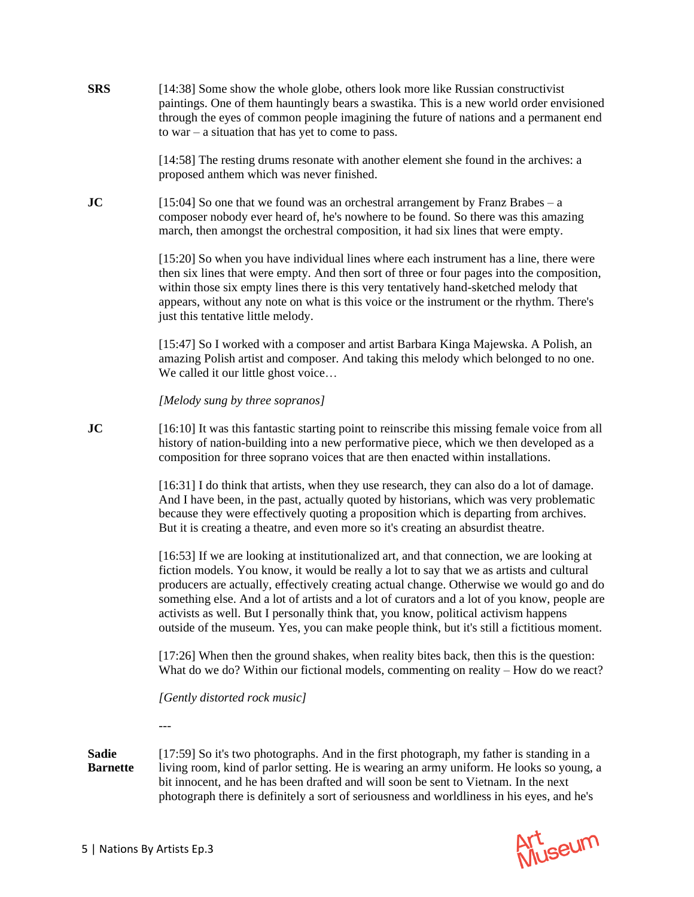**SRS** [14:38] Some show the whole globe, others look more like Russian constructivist paintings. One of them hauntingly bears a swastika. This is a new world order envisioned through the eyes of common people imagining the future of nations and a permanent end to war – a situation that has yet to come to pass.

[14:58] The resting drums resonate with another element she found in the archives: a proposed anthem which was never finished.

**JC** [15:04] So one that we found was an orchestral arrangement by Franz Brabes – a composer nobody ever heard of, he's nowhere to be found. So there was this amazing march, then amongst the orchestral composition, it had six lines that were empty.

[15:20] So when you have individual lines where each instrument has a line, there were then six lines that were empty. And then sort of three or four pages into the composition, within those six empty lines there is this very tentatively hand-sketched melody that appears, without any note on what is this voice or the instrument or the rhythm. There's just this tentative little melody.

[15:47] So I worked with a composer and artist Barbara Kinga Majewska. A Polish, an amazing Polish artist and composer. And taking this melody which belonged to no one. We called it our little ghost voice…

*[Melody sung by three sopranos]*

**JC** [16:10] It was this fantastic starting point to reinscribe this missing female voice from all history of nation-building into a new performative piece, which we then developed as a composition for three soprano voices that are then enacted within installations.

[16:31] I do think that artists, when they use research, they can also do a lot of damage. And I have been, in the past, actually quoted by historians, which was very problematic because they were effectively quoting a proposition which is departing from archives. But it is creating a theatre, and even more so it's creating an absurdist theatre.

[16:53] If we are looking at institutionalized art, and that connection, we are looking at fiction models. You know, it would be really a lot to say that we as artists and cultural producers are actually, effectively creating actual change. Otherwise we would go and do something else. And a lot of artists and a lot of curators and a lot of you know, people are activists as well. But I personally think that, you know, political activism happens outside of the museum. Yes, you can make people think, but it's still a fictitious moment.

[17:26] When then the ground shakes, when reality bites back, then this is the question: What do we do? Within our fictional models, commenting on reality – How do we react?

*[Gently distorted rock music]*

---

**Sadie Barnette** [17:59] So it's two photographs. And in the first photograph, my father is standing in a living room, kind of parlor setting. He is wearing an army uniform. He looks so young, a bit innocent, and he has been drafted and will soon be sent to Vietnam. In the next photograph there is definitely a sort of seriousness and worldliness in his eyes, and he's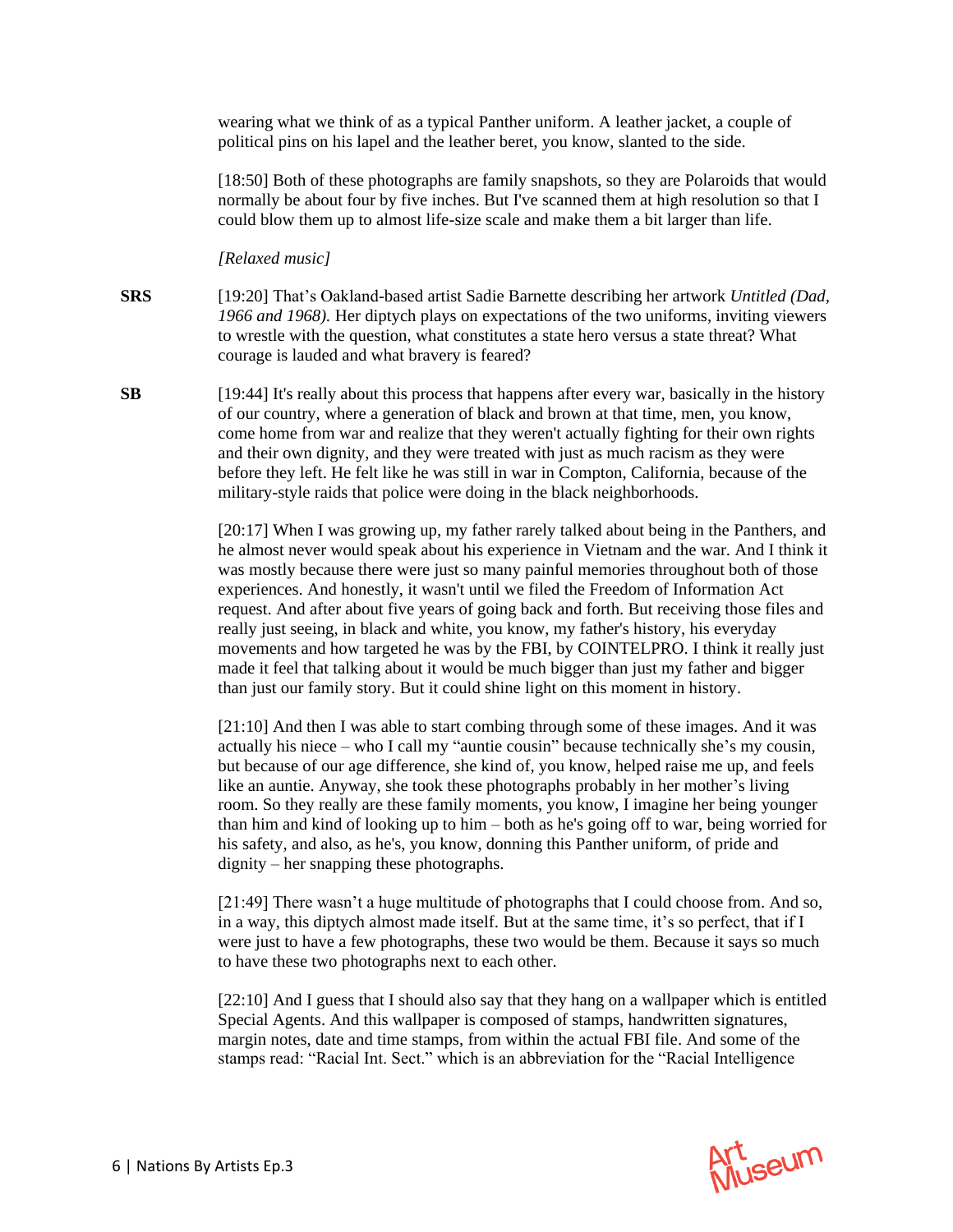wearing what we think of as a typical Panther uniform. A leather jacket, a couple of political pins on his lapel and the leather beret, you know, slanted to the side.

[18:50] Both of these photographs are family snapshots, so they are Polaroids that would normally be about four by five inches. But I've scanned them at high resolution so that I could blow them up to almost life-size scale and make them a bit larger than life.

*[Relaxed music]*

**SRS** [19:20] That's Oakland-based artist Sadie Barnette describing her artwork *Untitled (Dad, 1966 and 1968).* Her diptych plays on expectations of the two uniforms, inviting viewers to wrestle with the question, what constitutes a state hero versus a state threat? What courage is lauded and what bravery is feared?

**SB** [19:44] It's really about this process that happens after every war, basically in the history of our country, where a generation of black and brown at that time, men, you know, come home from war and realize that they weren't actually fighting for their own rights and their own dignity, and they were treated with just as much racism as they were before they left. He felt like he was still in war in Compton, California, because of the military-style raids that police were doing in the black neighborhoods.

[20:17] When I was growing up, my father rarely talked about being in the Panthers, and he almost never would speak about his experience in Vietnam and the war. And I think it was mostly because there were just so many painful memories throughout both of those experiences. And honestly, it wasn't until we filed the Freedom of Information Act request. And after about five years of going back and forth. But receiving those files and really just seeing, in black and white, you know, my father's history, his everyday movements and how targeted he was by the FBI, by COINTELPRO. I think it really just made it feel that talking about it would be much bigger than just my father and bigger than just our family story. But it could shine light on this moment in history.

[21:10] And then I was able to start combing through some of these images. And it was actually his niece – who I call my "auntie cousin" because technically she's my cousin, but because of our age difference, she kind of, you know, helped raise me up, and feels like an auntie. Anyway, she took these photographs probably in her mother's living room. So they really are these family moments, you know, I imagine her being younger than him and kind of looking up to him – both as he's going off to war, being worried for his safety, and also, as he's, you know, donning this Panther uniform, of pride and dignity – her snapping these photographs.

[21:49] There wasn't a huge multitude of photographs that I could choose from. And so, in a way, this diptych almost made itself. But at the same time, it's so perfect, that if I were just to have a few photographs, these two would be them. Because it says so much to have these two photographs next to each other.

[22:10] And I guess that I should also say that they hang on a wallpaper which is entitled Special Agents. And this wallpaper is composed of stamps, handwritten signatures, margin notes, date and time stamps, from within the actual FBI file. And some of the stamps read: "Racial Int. Sect." which is an abbreviation for the "Racial Intelligence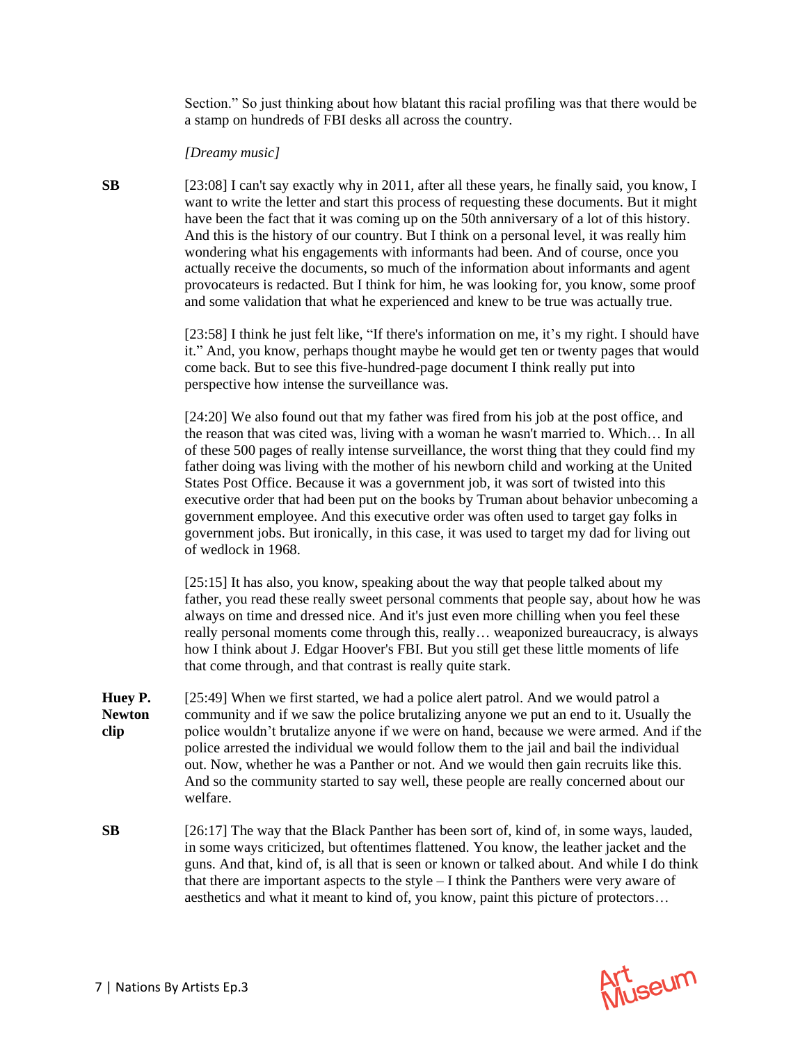Section." So just thinking about how blatant this racial profiling was that there would be a stamp on hundreds of FBI desks all across the country.

*[Dreamy music]*

**SB** [23:08] I can't say exactly why in 2011, after all these years, he finally said, you know, I want to write the letter and start this process of requesting these documents. But it might have been the fact that it was coming up on the 50th anniversary of a lot of this history. And this is the history of our country. But I think on a personal level, it was really him wondering what his engagements with informants had been. And of course, once you actually receive the documents, so much of the information about informants and agent provocateurs is redacted. But I think for him, he was looking for, you know, some proof and some validation that what he experienced and knew to be true was actually true.

[23:58] I think he just felt like, "If there's information on me, it's my right. I should have it." And, you know, perhaps thought maybe he would get ten or twenty pages that would come back. But to see this five-hundred-page document I think really put into perspective how intense the surveillance was.

[24:20] We also found out that my father was fired from his job at the post office, and the reason that was cited was, living with a woman he wasn't married to. Which… In all of these 500 pages of really intense surveillance, the worst thing that they could find my father doing was living with the mother of his newborn child and working at the United States Post Office. Because it was a government job, it was sort of twisted into this executive order that had been put on the books by Truman about behavior unbecoming a government employee. And this executive order was often used to target gay folks in government jobs. But ironically, in this case, it was used to target my dad for living out of wedlock in 1968.

[25:15] It has also, you know, speaking about the way that people talked about my father, you read these really sweet personal comments that people say, about how he was always on time and dressed nice. And it's just even more chilling when you feel these really personal moments come through this, really… weaponized bureaucracy, is always how I think about J. Edgar Hoover's FBI. But you still get these little moments of life that come through, and that contrast is really quite stark.

**Huey P. Newton clip** [25:49] When we first started, we had a police alert patrol. And we would patrol a community and if we saw the police brutalizing anyone we put an end to it. Usually the police wouldn't brutalize anyone if we were on hand, because we were armed. And if the police arrested the individual we would follow them to the jail and bail the individual out. Now, whether he was a Panther or not. And we would then gain recruits like this. And so the community started to say well, these people are really concerned about our welfare.

**SB** [26:17] The way that the Black Panther has been sort of, kind of, in some ways, lauded, in some ways criticized, but oftentimes flattened. You know, the leather jacket and the guns. And that, kind of, is all that is seen or known or talked about. And while I do think that there are important aspects to the style – I think the Panthers were very aware of aesthetics and what it meant to kind of, you know, paint this picture of protectors…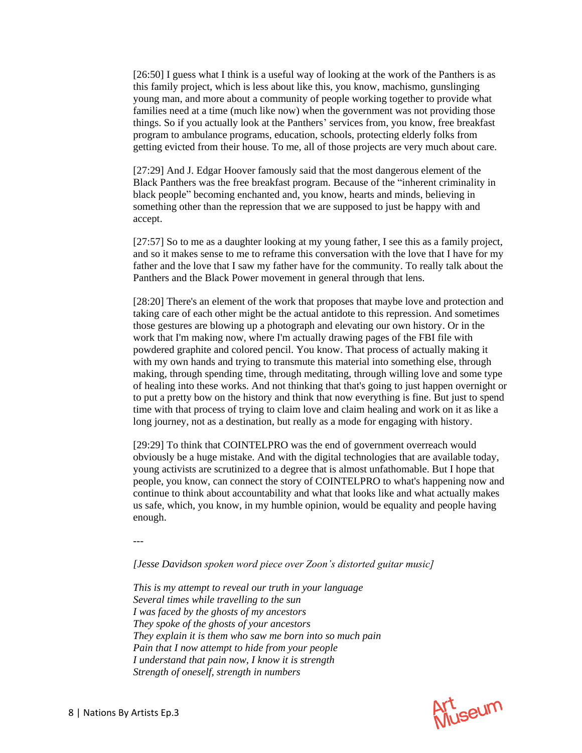[26:50] I guess what I think is a useful way of looking at the work of the Panthers is as this family project, which is less about like this, you know, machismo, gunslinging young man, and more about a community of people working together to provide what families need at a time (much like now) when the government was not providing those things. So if you actually look at the Panthers' services from, you know, free breakfast program to ambulance programs, education, schools, protecting elderly folks from getting evicted from their house. To me, all of those projects are very much about care.

[27:29] And J. Edgar Hoover famously said that the most dangerous element of the Black Panthers was the free breakfast program. Because of the "inherent criminality in black people" becoming enchanted and, you know, hearts and minds, believing in something other than the repression that we are supposed to just be happy with and accept.

[27:57] So to me as a daughter looking at my young father, I see this as a family project, and so it makes sense to me to reframe this conversation with the love that I have for my father and the love that I saw my father have for the community. To really talk about the Panthers and the Black Power movement in general through that lens.

[28:20] There's an element of the work that proposes that maybe love and protection and taking care of each other might be the actual antidote to this repression. And sometimes those gestures are blowing up a photograph and elevating our own history. Or in the work that I'm making now, where I'm actually drawing pages of the FBI file with powdered graphite and colored pencil. You know. That process of actually making it with my own hands and trying to transmute this material into something else, through making, through spending time, through meditating, through willing love and some type of healing into these works. And not thinking that that's going to just happen overnight or to put a pretty bow on the history and think that now everything is fine. But just to spend time with that process of trying to claim love and claim healing and work on it as like a long journey, not as a destination, but really as a mode for engaging with history.

[29:29] To think that COINTELPRO was the end of government overreach would obviously be a huge mistake. And with the digital technologies that are available today, young activists are scrutinized to a degree that is almost unfathomable. But I hope that people, you know, can connect the story of COINTELPRO to what's happening now and continue to think about accountability and what that looks like and what actually makes us safe, which, you know, in my humble opinion, would be equality and people having enough.

---

*[Jesse Davidson spoken word piece over Zoon's distorted guitar music]*

*This is my attempt to reveal our truth in your language*
*Several times while travelling to the sun*
*I was faced by the ghosts of my ancestors*
*They spoke of the ghosts of your ancestors*
*They explain it is them who saw me born into so much pain*
*Pain that I now attempt to hide from your people*
*I understand that pain now, I know it is strength*
*Strength of oneself, strength in numbers*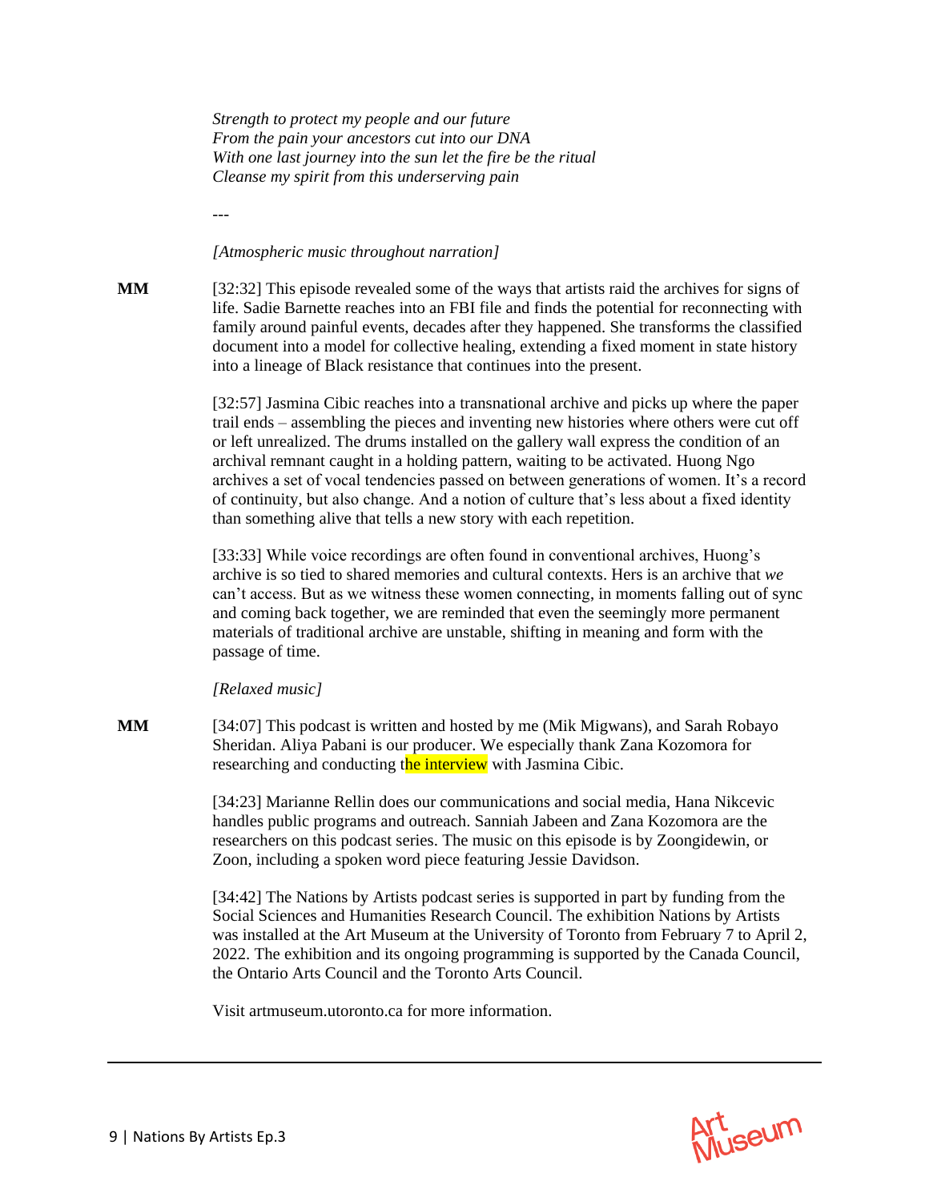*Strength to protect my people and our future*
*From the pain your ancestors cut into our DNA*
*With one last journey into the sun let the fire be the ritual*
*Cleanse my spirit from this underserving pain*

---

*[Atmospheric music throughout narration]*

**MM** [32:32] This episode revealed some of the ways that artists raid the archives for signs of life. Sadie Barnette reaches into an FBI file and finds the potential for reconnecting with family around painful events, decades after they happened. She transforms the classified document into a model for collective healing, extending a fixed moment in state history into a lineage of Black resistance that continues into the present.

[32:57] Jasmina Cibic reaches into a transnational archive and picks up where the paper trail ends – assembling the pieces and inventing new histories where others were cut off or left unrealized. The drums installed on the gallery wall express the condition of an archival remnant caught in a holding pattern, waiting to be activated. Huong Ngo archives a set of vocal tendencies passed on between generations of women. It's a record of continuity, but also change. And a notion of culture that's less about a fixed identity than something alive that tells a new story with each repetition.

[33:33] While voice recordings are often found in conventional archives, Huong's archive is so tied to shared memories and cultural contexts. Hers is an archive that *we* can't access. But as we witness these women connecting, in moments falling out of sync and coming back together, we are reminded that even the seemingly more permanent materials of traditional archive are unstable, shifting in meaning and form with the passage of time.

*[Relaxed music]*

**MM** [34:07] This podcast is written and hosted by me (Mik Migwans), and Sarah Robayo Sheridan. Aliya Pabani is our producer. We especially thank Zana Kozomora for researching and conducting the interview with Jasmina Cibic.

[34:23] Marianne Rellin does our communications and social media, Hana Nikcevic handles public programs and outreach. Sanniah Jabeen and Zana Kozomora are the researchers on this podcast series. The music on this episode is by Zoongidewin, or Zoon, including a spoken word piece featuring Jessie Davidson.

[34:42] The Nations by Artists podcast series is supported in part by funding from the Social Sciences and Humanities Research Council. The exhibition Nations by Artists was installed at the Art Museum at the University of Toronto from February 7 to April 2, 2022. The exhibition and its ongoing programming is supported by the Canada Council, the Ontario Arts Council and the Toronto Arts Council.

Visit artmuseum.utoronto.ca for more information.